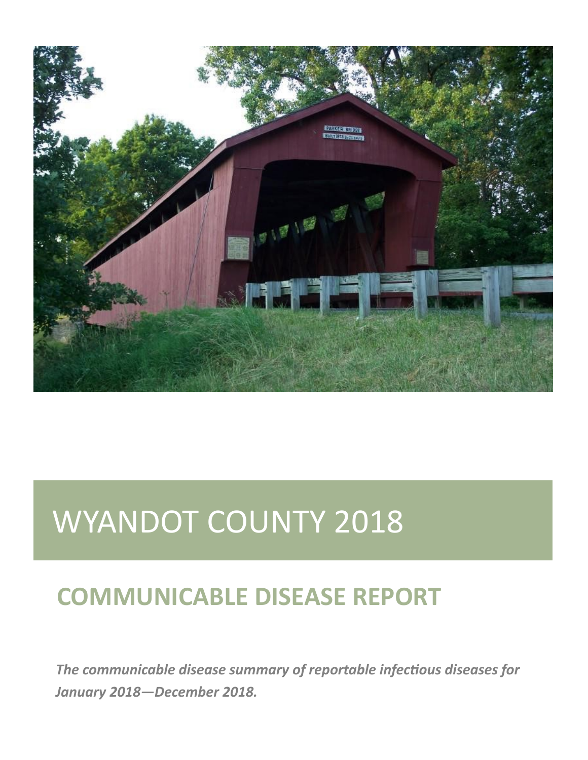# WYANDOT COUNTY 2018

## COMMUNICABLE DISEASE REPORT

***The communicable disease summary of reportable infectious diseases for January 2018—December 2018.***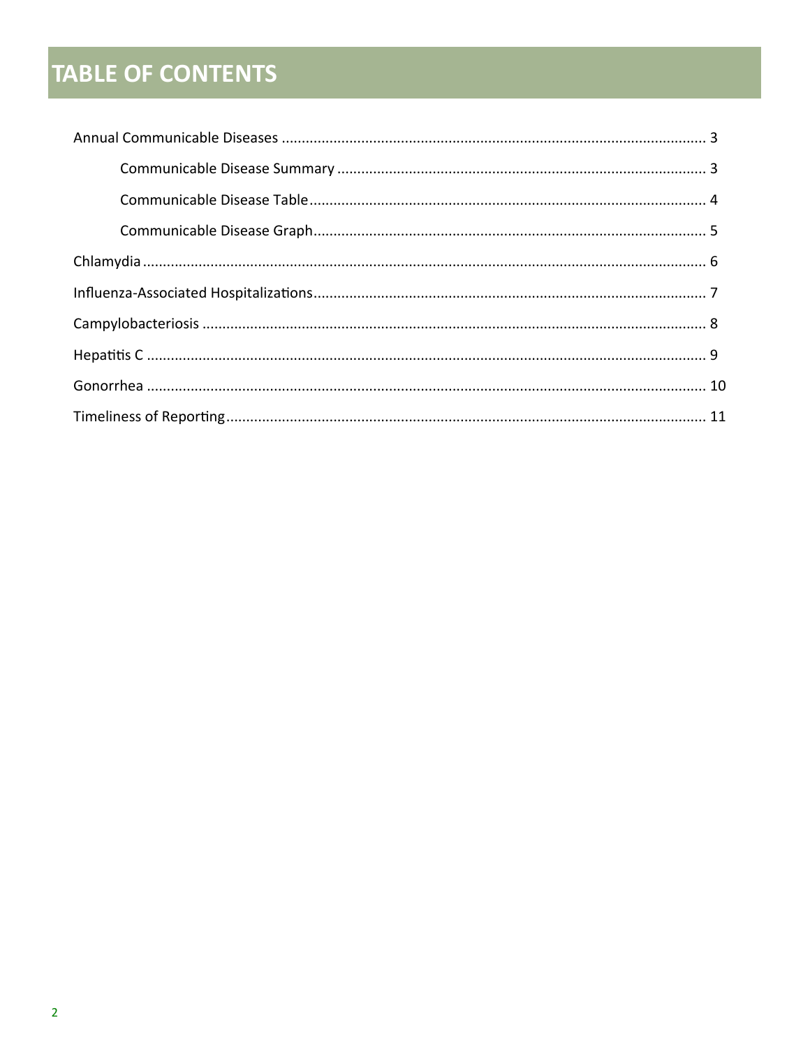# TABLE OF CONTENTS

Annual Communicable Diseases ........................................................................................................... 3

- Communicable Disease Summary ............................................................................................. 3
- Communicable Disease Table.................................................................................................... 4
- Communicable Disease Graph................................................................................................... 5

Chlamydia ............................................................................................................................................. 6

Influenza-Associated Hospitalizations.................................................................................................. 7

Campylobacteriosis .............................................................................................................................. 8

Hepatitis C ............................................................................................................................................ 9

Gonorrhea ............................................................................................................................................ 10

Timeliness of Reporting........................................................................................................................ 11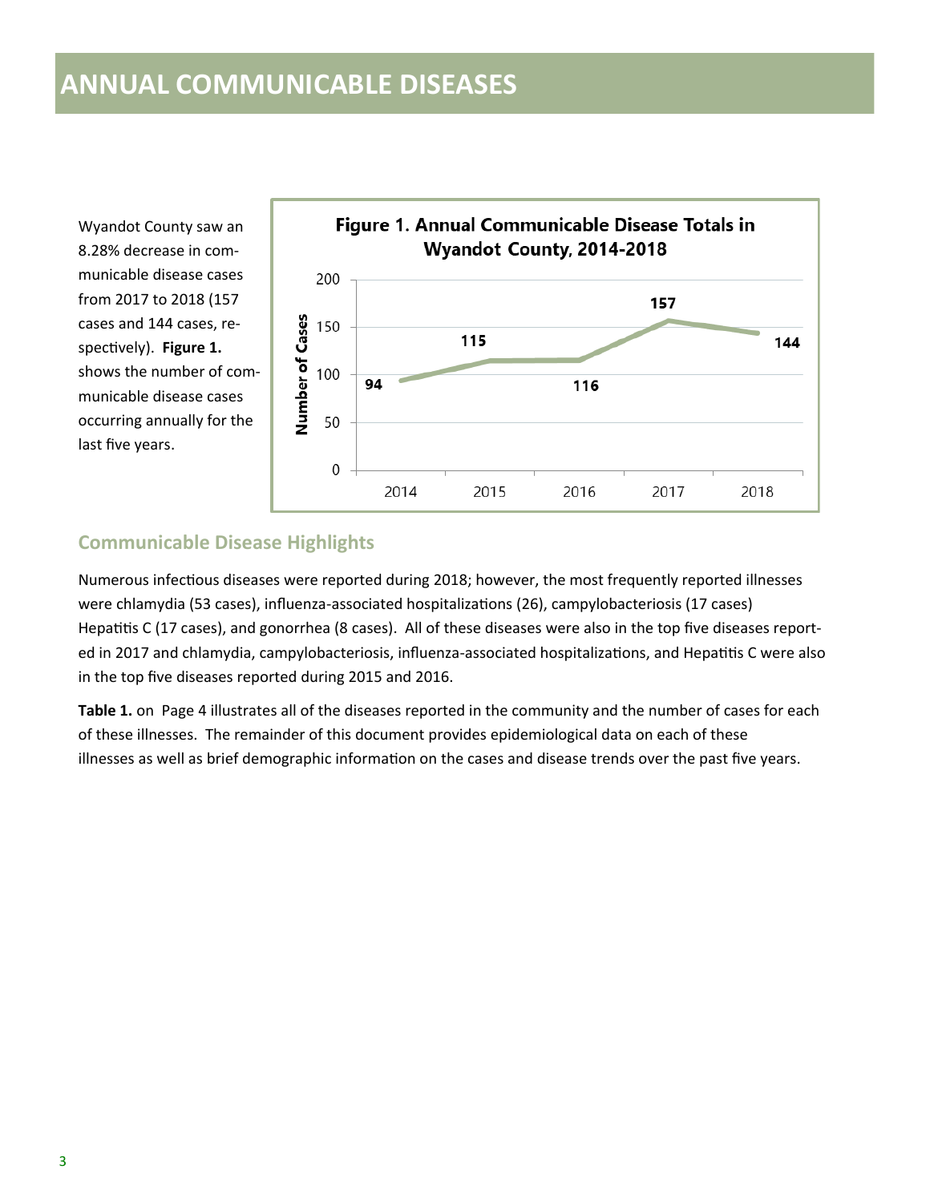# ANNUAL COMMUNICABLE DISEASES

Wyandot County saw an 8.28% decrease in communicable disease cases from 2017 to 2018 (157 cases and 144 cases, respectively). **Figure 1.** shows the number of communicable disease cases occurring annually for the last five years.

**Figure 1. Annual Communicable Disease Totals in Wyandot County, 2014-2018**

| Year | Number of Cases |
|---|---|
| 2014 | 94 |
| 2015 | 115 |
| 2016 | 116 |
| 2017 | 157 |
| 2018 | 144 |

## Communicable Disease Highlights

Numerous infectious diseases were reported during 2018; however, the most frequently reported illnesses were chlamydia (53 cases), influenza-associated hospitalizations (26), campylobacteriosis (17 cases) Hepatitis C (17 cases), and gonorrhea (8 cases). All of these diseases were also in the top five diseases reported in 2017 and chlamydia, campylobacteriosis, influenza-associated hospitalizations, and Hepatitis C were also in the top five diseases reported during 2015 and 2016.

**Table 1.** on Page 4 illustrates all of the diseases reported in the community and the number of cases for each of these illnesses. The remainder of this document provides epidemiological data on each of these illnesses as well as brief demographic information on the cases and disease trends over the past five years.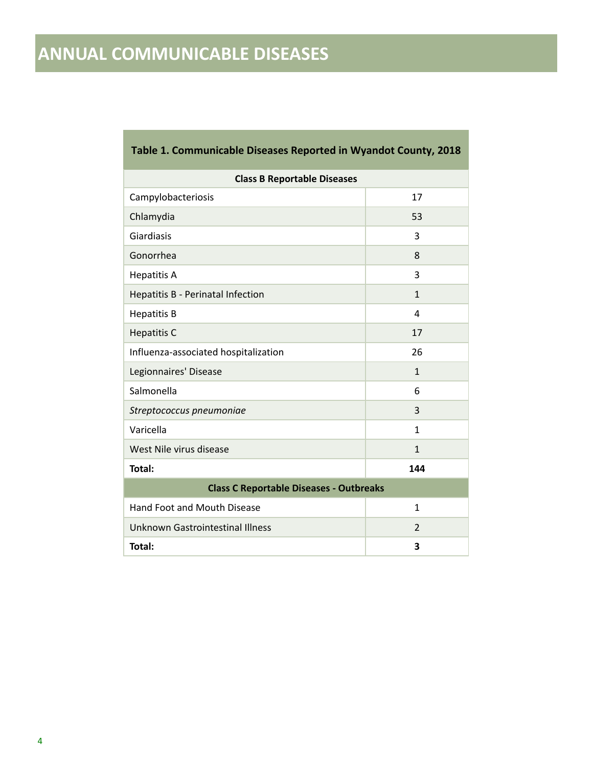# ANNUAL COMMUNICABLE DISEASES

**Table 1. Communicable Diseases Reported in Wyandot County, 2018**

| **Class B Reportable Diseases** | |
|---|---|
| Campylobacteriosis | 17 |
| Chlamydia | 53 |
| Giardiasis | 3 |
| Gonorrhea | 8 |
| Hepatitis A | 3 |
| Hepatitis B - Perinatal Infection | 1 |
| Hepatitis B | 4 |
| Hepatitis C | 17 |
| Influenza-associated hospitalization | 26 |
| Legionnaires' Disease | 1 |
| Salmonella | 6 |
| *Streptococcus pneumoniae* | 3 |
| Varicella | 1 |
| West Nile virus disease | 1 |
| **Total:** | **144** |
| **Class C Reportable Diseases - Outbreaks** | |
| Hand Foot and Mouth Disease | 1 |
| Unknown Gastrointestinal Illness | 2 |
| **Total:** | **3** |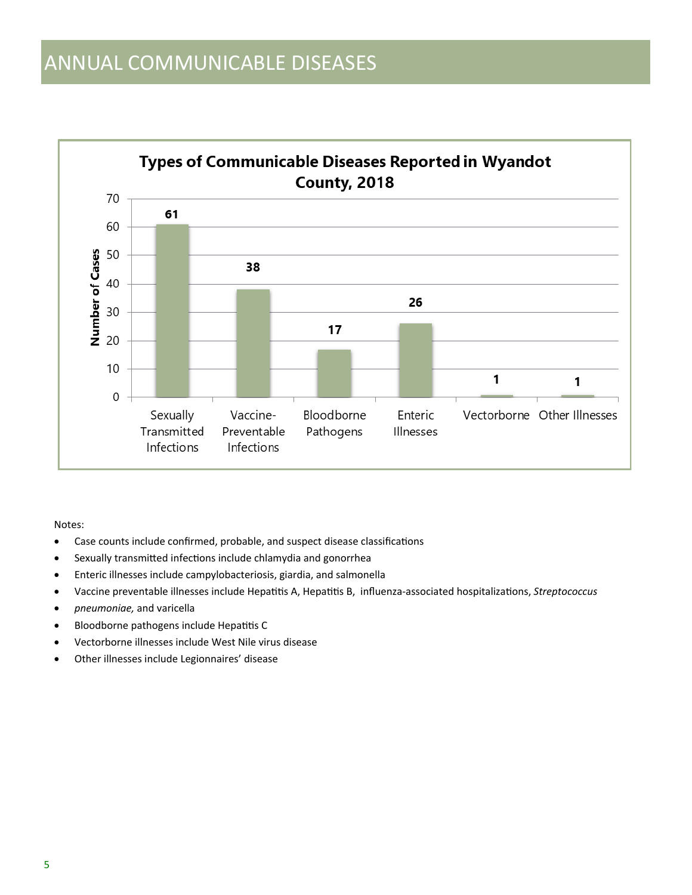# ANNUAL COMMUNICABLE DISEASES

**Types of Communicable Diseases Reported in Wyandot County, 2018**

| Type | Number of Cases |
|---|---|
| Sexually Transmitted Infections | 61 |
| Vaccine-Preventable Infections | 38 |
| Bloodborne Pathogens | 17 |
| Enteric Illnesses | 26 |
| Vectorborne | 1 |
| Other Illnesses | 1 |

Notes:

- Case counts include confirmed, probable, and suspect disease classifications
- Sexually transmitted infections include chlamydia and gonorrhea
- Enteric illnesses include campylobacteriosis, giardia, and salmonella
- Vaccine preventable illnesses include Hepatitis A, Hepatitis B, influenza-associated hospitalizations, *Streptococcus*
- *pneumoniae,* and varicella
- Bloodborne pathogens include Hepatitis C
- Vectorborne illnesses include West Nile virus disease
- Other illnesses include Legionnaires' disease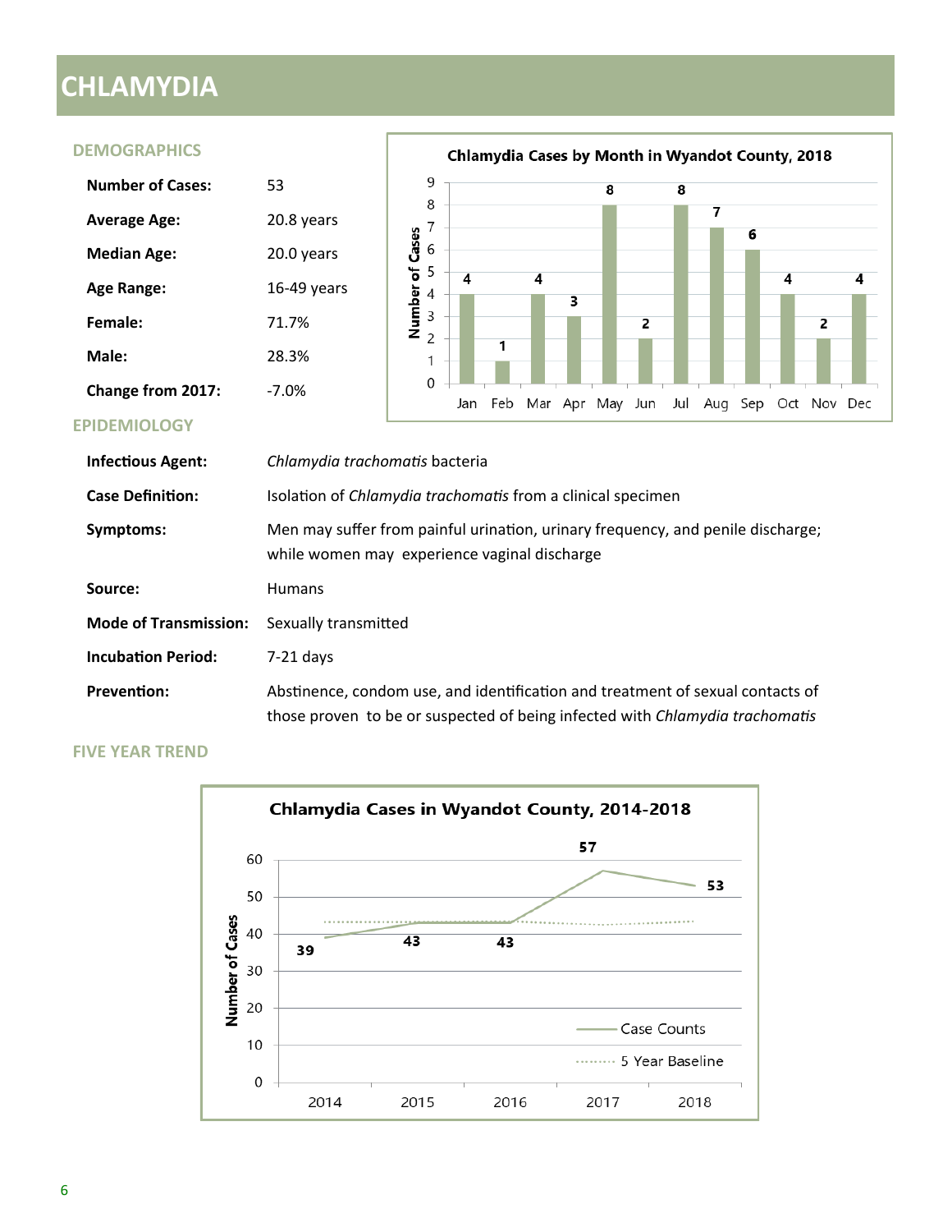# CHLAMYDIA

## DEMOGRAPHICS

| | |
|---|---|
| **Number of Cases:** | 53 |
| **Average Age:** | 20.8 years |
| **Median Age:** | 20.0 years |
| **Age Range:** | 16-49 years |
| **Female:** | 71.7% |
| **Male:** | 28.3% |
| **Change from 2017:** | -7.0% |

**Chlamydia Cases by Month in Wyandot County, 2018**

| Month | Jan | Feb | Mar | Apr | May | Jun | Jul | Aug | Sep | Oct | Nov | Dec |
|---|---|---|---|---|---|---|---|---|---|---|---|---|
| Number of Cases | 4 | 1 | 4 | 3 | 8 | 2 | 8 | 7 | 6 | 4 | 2 | 4 |

## EPIDEMIOLOGY

| | |
|---|---|
| **Infectious Agent:** | *Chlamydia trachomatis* bacteria |
| **Case Definition:** | Isolation of *Chlamydia trachomatis* from a clinical specimen |
| **Symptoms:** | Men may suffer from painful urination, urinary frequency, and penile discharge; while women may experience vaginal discharge |
| **Source:** | Humans |
| **Mode of Transmission:** | Sexually transmitted |
| **Incubation Period:** | 7-21 days |
| **Prevention:** | Abstinence, condom use, and identification and treatment of sexual contacts of those proven to be or suspected of being infected with *Chlamydia trachomatis* |

## FIVE YEAR TREND

**Chlamydia Cases in Wyandot County, 2014-2018**

| Year | 2014 | 2015 | 2016 | 2017 | 2018 |
|---|---|---|---|---|---|
| Case Counts | 39 | 43 | 43 | 57 | 53 |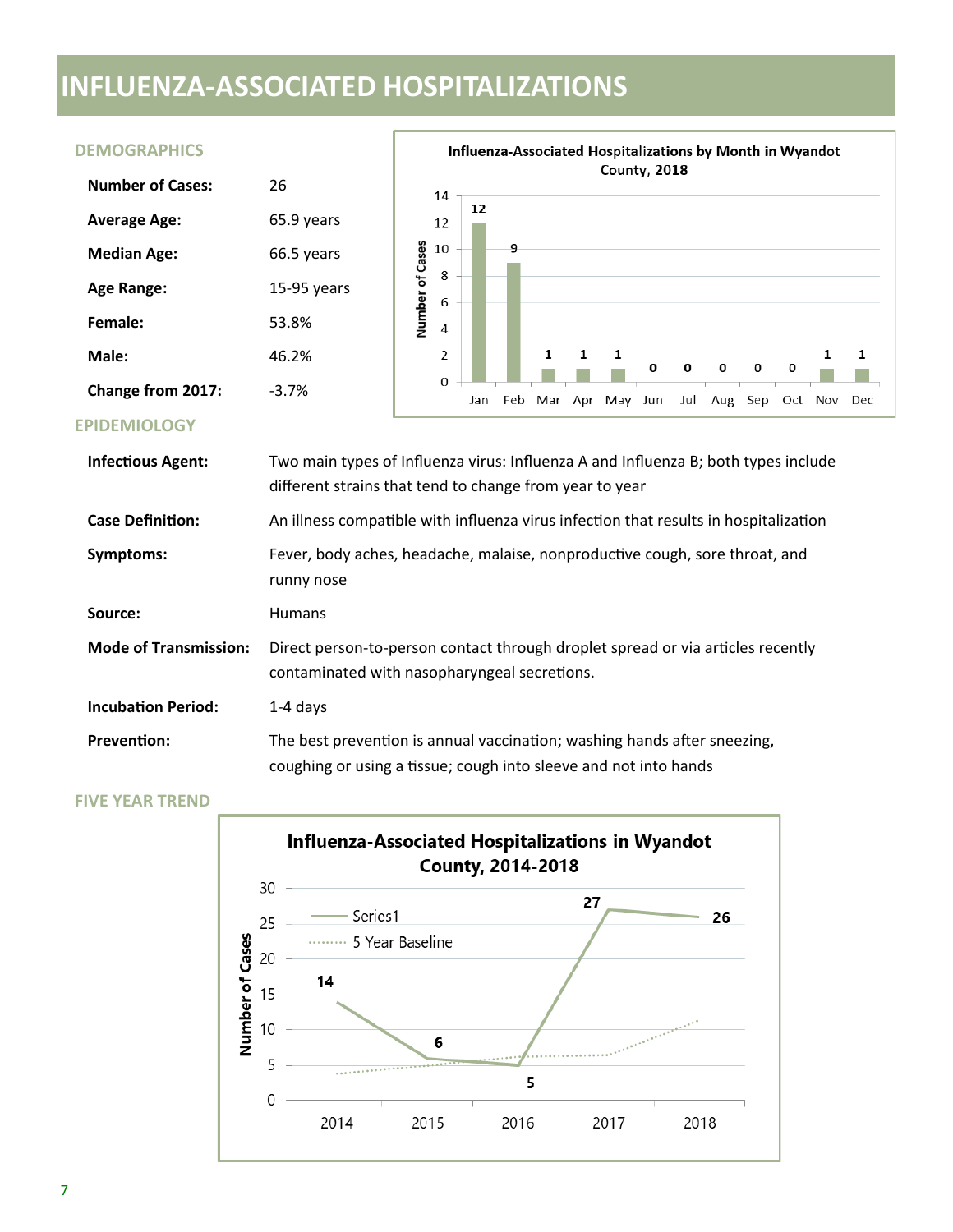# INFLUENZA-ASSOCIATED HOSPITALIZATIONS

## DEMOGRAPHICS

| | |
|---|---|
| **Number of Cases:** | 26 |
| **Average Age:** | 65.9 years |
| **Median Age:** | 66.5 years |
| **Age Range:** | 15-95 years |
| **Female:** | 53.8% |
| **Male:** | 46.2% |
| **Change from 2017:** | -3.7% |

**Influenza-Associated Hospitalizations by Month in Wyandot County, 2018**

| Month | Jan | Feb | Mar | Apr | May | Jun | Jul | Aug | Sep | Oct | Nov | Dec |
|---|---|---|---|---|---|---|---|---|---|---|---|---|
| Number of Cases | 12 | 9 | 1 | 1 | 1 | 0 | 0 | 0 | 0 | 0 | 1 | 1 |

## EPIDEMIOLOGY

| | |
|---|---|
| **Infectious Agent:** | Two main types of Influenza virus: Influenza A and Influenza B; both types include different strains that tend to change from year to year |
| **Case Definition:** | An illness compatible with influenza virus infection that results in hospitalization |
| **Symptoms:** | Fever, body aches, headache, malaise, nonproductive cough, sore throat, and runny nose |
| **Source:** | Humans |
| **Mode of Transmission:** | Direct person-to-person contact through droplet spread or via articles recently contaminated with nasopharyngeal secretions. |
| **Incubation Period:** | 1-4 days |
| **Prevention:** | The best prevention is annual vaccination; washing hands after sneezing, coughing or using a tissue; cough into sleeve and not into hands |

## FIVE YEAR TREND

**Influenza-Associated Hospitalizations in Wyandot County, 2014-2018**

| Year | 2014 | 2015 | 2016 | 2017 | 2018 |
|---|---|---|---|---|---|
| Series1 | 14 | 6 | 5 | 27 | 26 |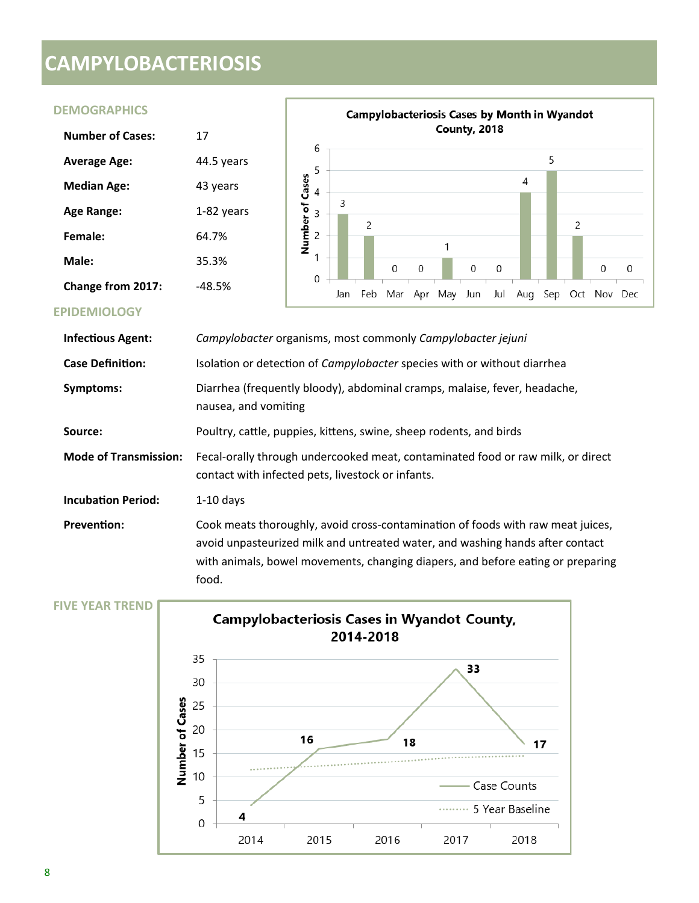# CAMPYLOBACTERIOSIS

## DEMOGRAPHICS

| | |
|---|---|
| **Number of Cases:** | 17 |
| **Average Age:** | 44.5 years |
| **Median Age:** | 43 years |
| **Age Range:** | 1-82 years |
| **Female:** | 64.7% |
| **Male:** | 35.3% |
| **Change from 2017:** | -48.5% |

**Campylobacteriosis Cases by Month in Wyandot County, 2018**

| Month | Jan | Feb | Mar | Apr | May | Jun | Jul | Aug | Sep | Oct | Nov | Dec |
|---|---|---|---|---|---|---|---|---|---|---|---|---|
| Number of Cases | 3 | 2 | 0 | 0 | 1 | 0 | 0 | 4 | 5 | 2 | 0 | 0 |

## EPIDEMIOLOGY

| | |
|---|---|
| **Infectious Agent:** | *Campylobacter* organisms, most commonly *Campylobacter jejuni* |
| **Case Definition:** | Isolation or detection of *Campylobacter* species with or without diarrhea |
| **Symptoms:** | Diarrhea (frequently bloody), abdominal cramps, malaise, fever, headache, nausea, and vomiting |
| **Source:** | Poultry, cattle, puppies, kittens, swine, sheep rodents, and birds |
| **Mode of Transmission:** | Fecal-orally through undercooked meat, contaminated food or raw milk, or direct contact with infected pets, livestock or infants. |
| **Incubation Period:** | 1-10 days |
| **Prevention:** | Cook meats thoroughly, avoid cross-contamination of foods with raw meat juices, avoid unpasteurized milk and untreated water, and washing hands after contact with animals, bowel movements, changing diapers, and before eating or preparing food. |

## FIVE YEAR TREND

**Campylobacteriosis Cases in Wyandot County, 2014-2018**

| Year | 2014 | 2015 | 2016 | 2017 | 2018 |
|---|---|---|---|---|---|
| Case Counts | 4 | 16 | 18 | 33 | 17 |

(Chart also shows a 5 Year Baseline.)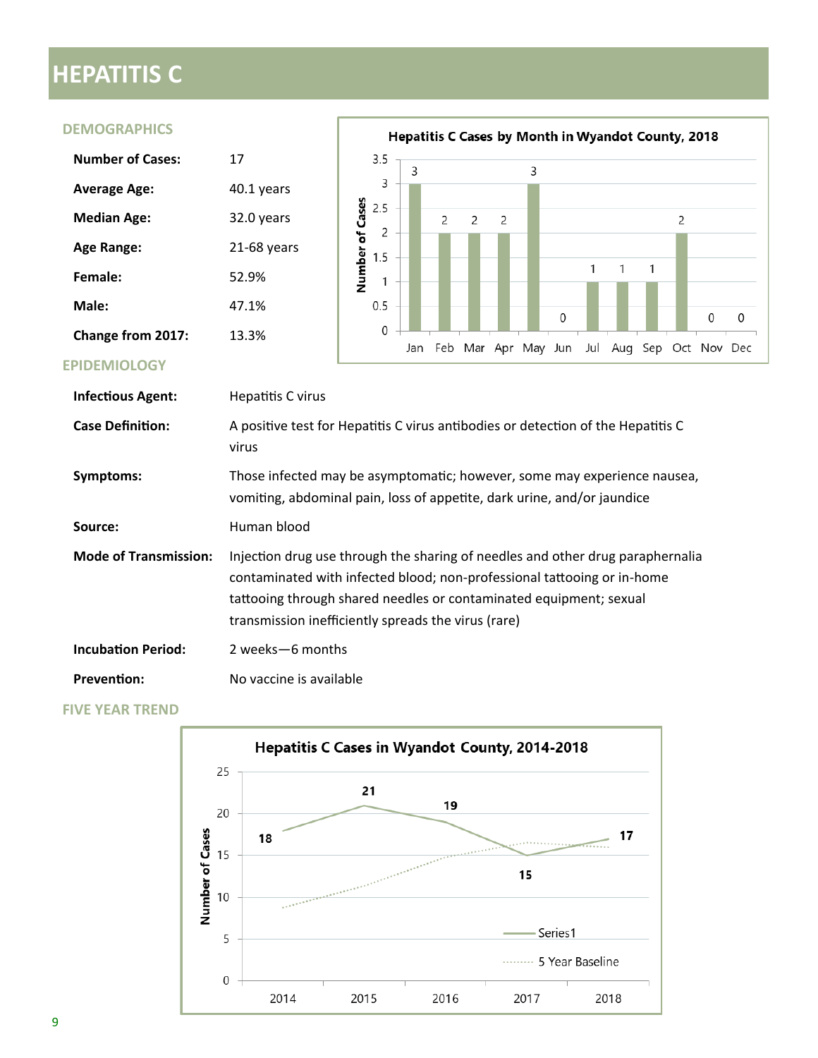# HEPATITIS C

## DEMOGRAPHICS

| | |
|---|---|
| **Number of Cases:** | 17 |
| **Average Age:** | 40.1 years |
| **Median Age:** | 32.0 years |
| **Age Range:** | 21-68 years |
| **Female:** | 52.9% |
| **Male:** | 47.1% |
| **Change from 2017:** | 13.3% |

**Hepatitis C Cases by Month in Wyandot County, 2018**

| Month | Jan | Feb | Mar | Apr | May | Jun | Jul | Aug | Sep | Oct | Nov | Dec |
|---|---|---|---|---|---|---|---|---|---|---|---|---|
| Number of Cases | 3 | 2 | 2 | 2 | 3 | 0 | 1 | 1 | 1 | 2 | 0 | 0 |

## EPIDEMIOLOGY

| | |
|---|---|
| **Infectious Agent:** | Hepatitis C virus |
| **Case Definition:** | A positive test for Hepatitis C virus antibodies or detection of the Hepatitis C virus |
| **Symptoms:** | Those infected may be asymptomatic; however, some may experience nausea, vomiting, abdominal pain, loss of appetite, dark urine, and/or jaundice |
| **Source:** | Human blood |
| **Mode of Transmission:** | Injection drug use through the sharing of needles and other drug paraphernalia contaminated with infected blood; non-professional tattooing or in-home tattooing through shared needles or contaminated equipment; sexual transmission inefficiently spreads the virus (rare) |
| **Incubation Period:** | 2 weeks—6 months |
| **Prevention:** | No vaccine is available |

## FIVE YEAR TREND

**Hepatitis C Cases in Wyandot County, 2014-2018**

| Year | 2014 | 2015 | 2016 | 2017 | 2018 |
|---|---|---|---|---|---|
| Series1 | 18 | 21 | 19 | 15 | 17 |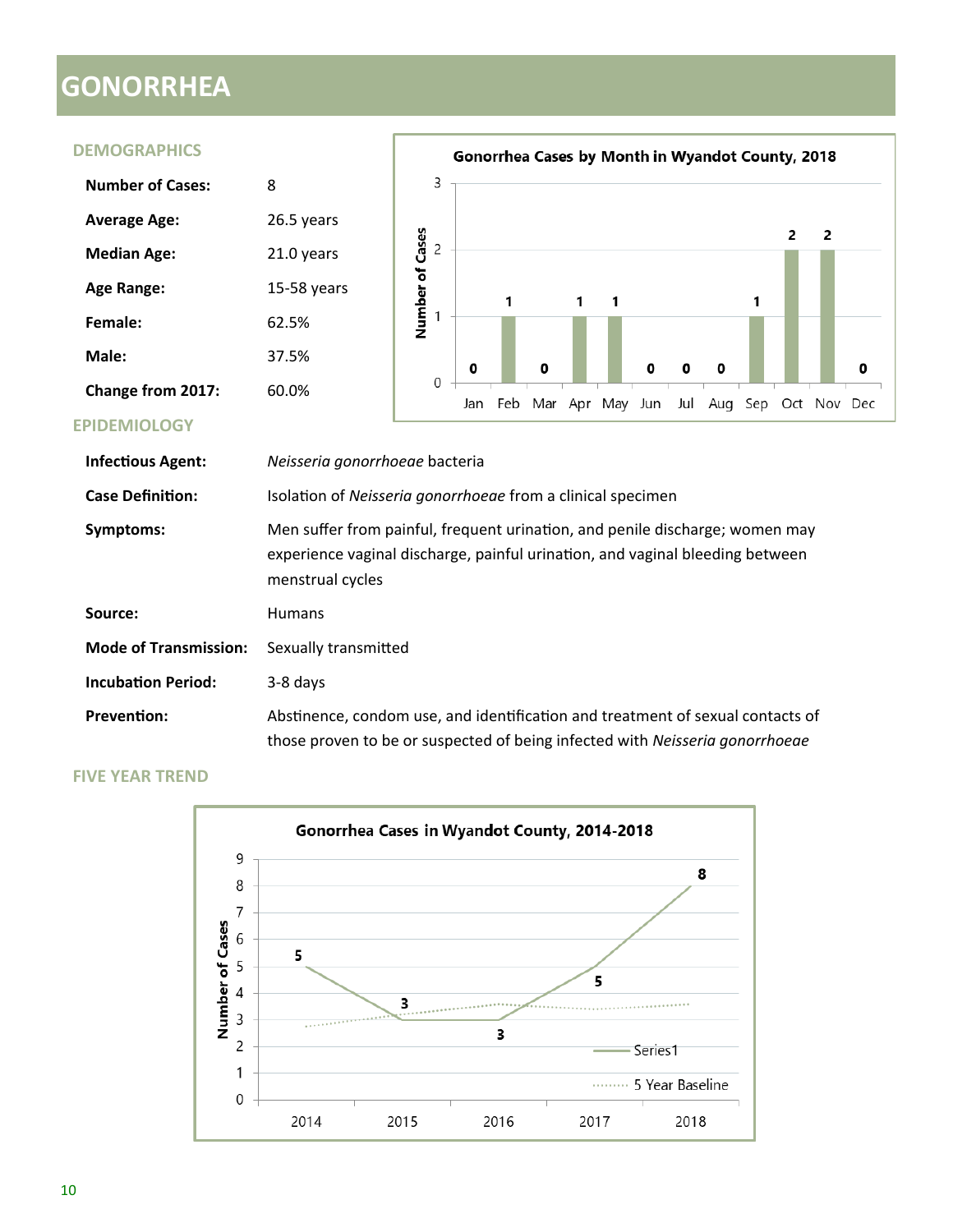# GONORRHEA

## DEMOGRAPHICS

| | |
|---|---|
| **Number of Cases:** | 8 |
| **Average Age:** | 26.5 years |
| **Median Age:** | 21.0 years |
| **Age Range:** | 15-58 years |
| **Female:** | 62.5% |
| **Male:** | 37.5% |
| **Change from 2017:** | 60.0% |

**Gonorrhea Cases by Month in Wyandot County, 2018**

| Jan | Feb | Mar | Apr | May | Jun | Jul | Aug | Sep | Oct | Nov | Dec |
|---|---|---|---|---|---|---|---|---|---|---|---|
| 0 | 1 | 0 | 1 | 1 | 0 | 0 | 0 | 1 | 2 | 2 | 0 |

## EPIDEMIOLOGY

| | |
|---|---|
| **Infectious Agent:** | *Neisseria gonorrhoeae* bacteria |
| **Case Definition:** | Isolation of *Neisseria gonorrhoeae* from a clinical specimen |
| **Symptoms:** | Men suffer from painful, frequent urination, and penile discharge; women may experience vaginal discharge, painful urination, and vaginal bleeding between menstrual cycles |
| **Source:** | Humans |
| **Mode of Transmission:** | Sexually transmitted |
| **Incubation Period:** | 3-8 days |
| **Prevention:** | Abstinence, condom use, and identification and treatment of sexual contacts of those proven to be or suspected of being infected with *Neisseria gonorrhoeae* |

## FIVE YEAR TREND

**Gonorrhea Cases in Wyandot County, 2014-2018**

| | 2014 | 2015 | 2016 | 2017 | 2018 |
|---|---|---|---|---|---|
| Series1 | 5 | 3 | 3 | 5 | 8 |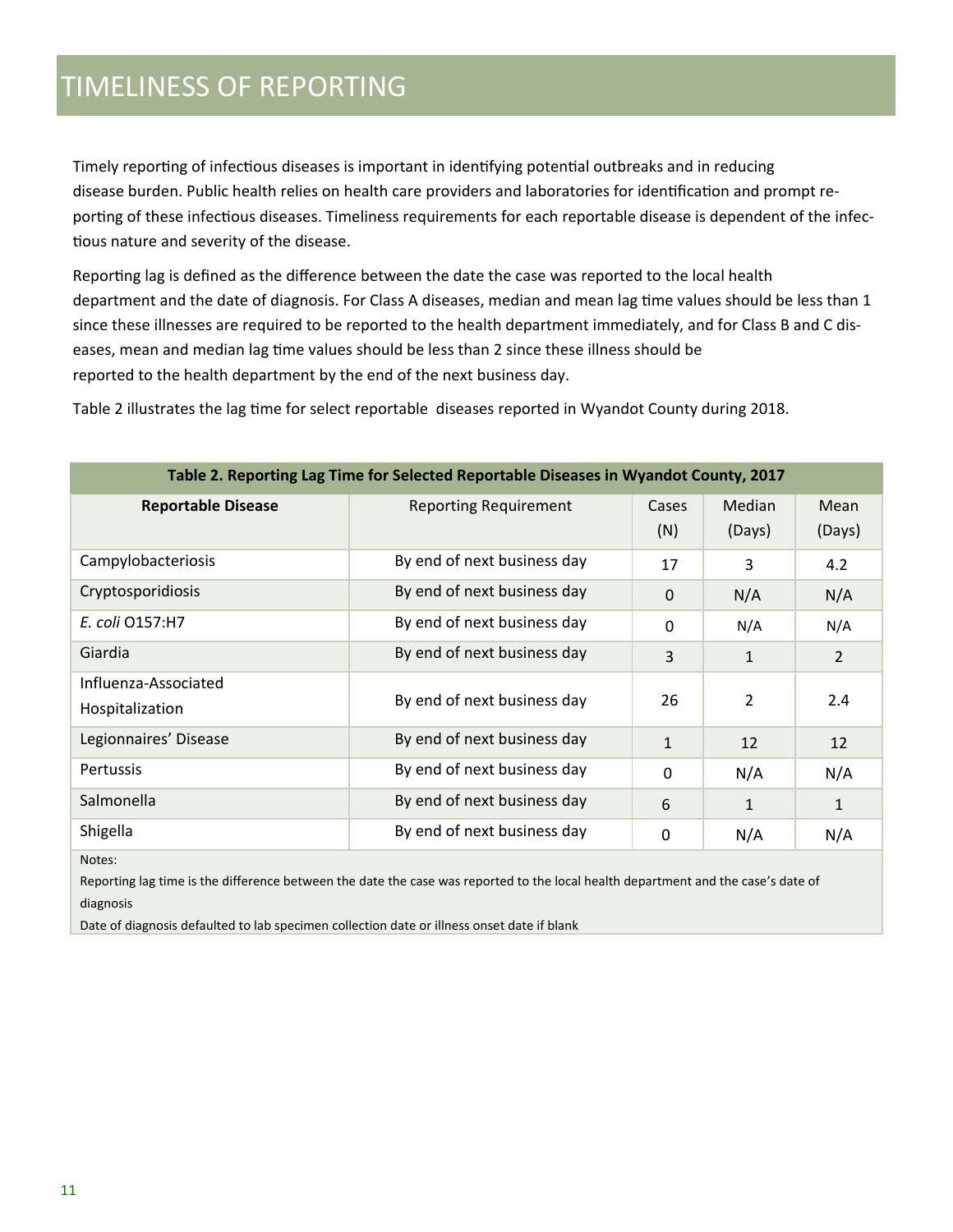# TIMELINESS OF REPORTING

Timely reporting of infectious diseases is important in identifying potential outbreaks and in reducing disease burden. Public health relies on health care providers and laboratories for identification and prompt reporting of these infectious diseases. Timeliness requirements for each reportable disease is dependent of the infectious nature and severity of the disease.

Reporting lag is defined as the difference between the date the case was reported to the local health department and the date of diagnosis. For Class A diseases, median and mean lag time values should be less than 1 since these illnesses are required to be reported to the health department immediately, and for Class B and C diseases, mean and median lag time values should be less than 2 since these illness should be reported to the health department by the end of the next business day.

Table 2 illustrates the lag time for select reportable diseases reported in Wyandot County during 2018.

**Table 2. Reporting Lag Time for Selected Reportable Diseases in Wyandot County, 2017**

| **Reportable Disease** | Reporting Requirement | Cases (N) | Median (Days) | Mean (Days) |
|---|---|---|---|---|
| Campylobacteriosis | By end of next business day | 17 | 3 | 4.2 |
| Cryptosporidiosis | By end of next business day | 0 | N/A | N/A |
| *E. coli* O157:H7 | By end of next business day | 0 | N/A | N/A |
| Giardia | By end of next business day | 3 | 1 | 2 |
| Influenza-Associated Hospitalization | By end of next business day | 26 | 2 | 2.4 |
| Legionnaires' Disease | By end of next business day | 1 | 12 | 12 |
| Pertussis | By end of next business day | 0 | N/A | N/A |
| Salmonella | By end of next business day | 6 | 1 | 1 |
| Shigella | By end of next business day | 0 | N/A | N/A |

Notes:

Reporting lag time is the difference between the date the case was reported to the local health department and the case's date of diagnosis

Date of diagnosis defaulted to lab specimen collection date or illness onset date if blank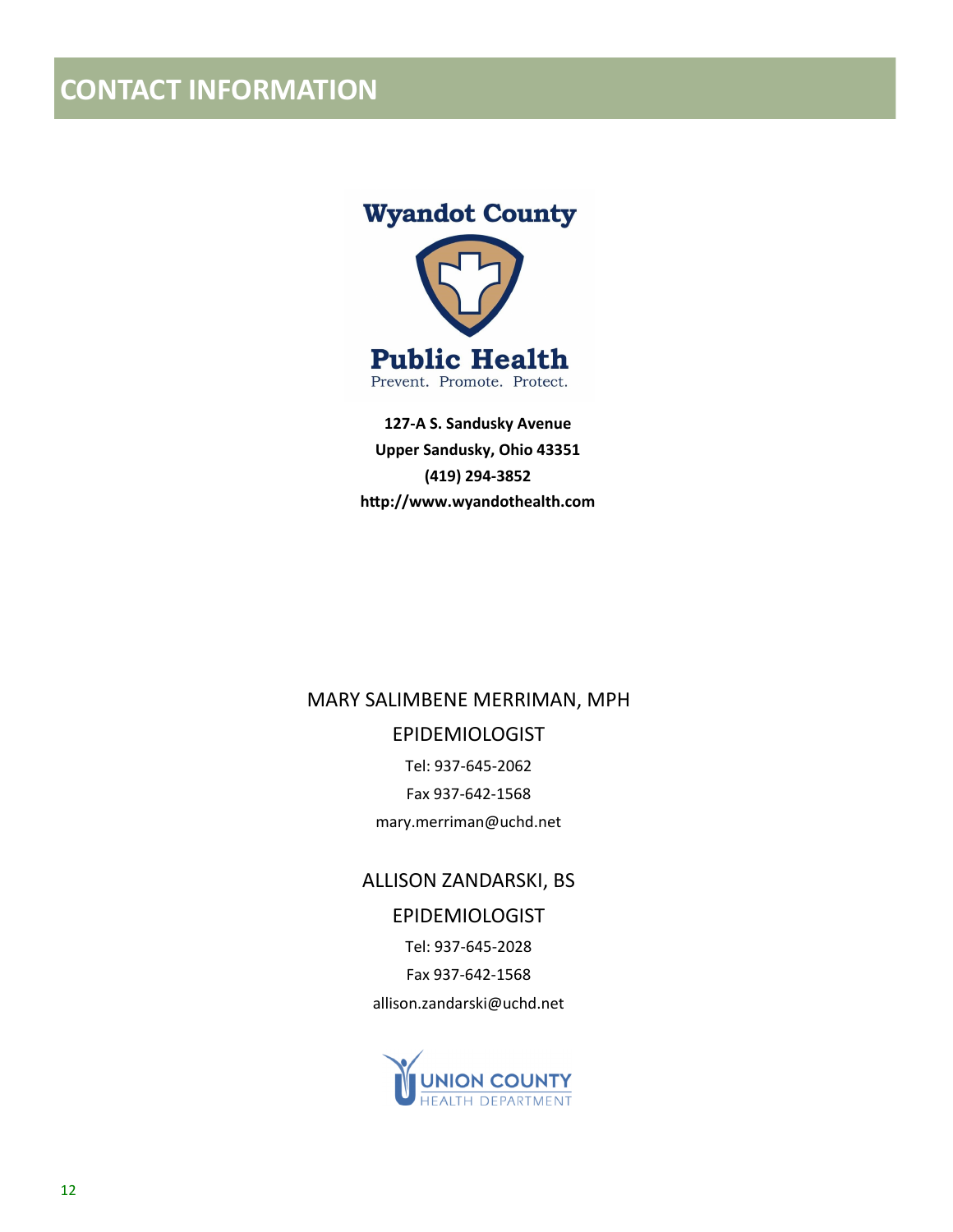# CONTACT INFORMATION

Wyandot County

Public Health

Prevent. Promote. Protect.

**127-A S. Sandusky Avenue**

**Upper Sandusky, Ohio 43351**

**(419) 294-3852**

**http://www.wyandothealth.com**

MARY SALIMBENE MERRIMAN, MPH

EPIDEMIOLOGIST

Tel: 937-645-2062

Fax 937-642-1568

mary.merriman@uchd.net

ALLISON ZANDARSKI, BS

EPIDEMIOLOGIST

Tel: 937-645-2028

Fax 937-642-1568

allison.zandarski@uchd.net

UNION COUNTY

HEALTH DEPARTMENT